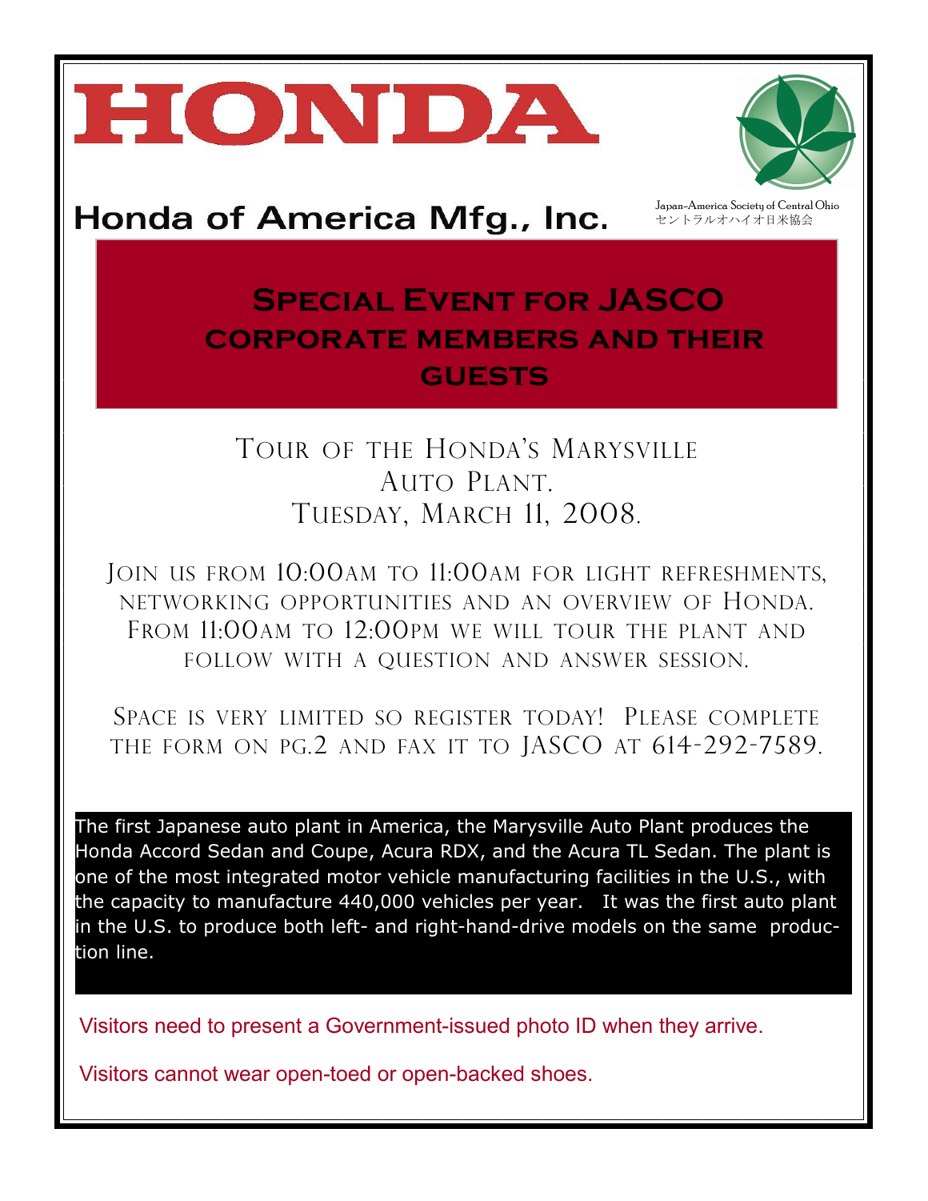# HONDA

## Honda of America Mfg., Inc.

Japan-America Society of Central Ohio
セントラルオハイオ日米協会

## Special Event for JASCO corporate members and their guests

Tour of the Honda's Marysville Auto Plant.
Tuesday, March 11, 2008.

Join us from 10:00am to 11:00am for light refreshments, networking opportunities and an overview of Honda. From 11:00am to 12:00pm we will tour the plant and follow with a question and answer session.

Space is very limited so register today! Please complete the form on pg.2 and fax it to JASCO at 614-292-7589.

The first Japanese auto plant in America, the Marysville Auto Plant produces the Honda Accord Sedan and Coupe, Acura RDX, and the Acura TL Sedan. The plant is one of the most integrated motor vehicle manufacturing facilities in the U.S., with the capacity to manufacture 440,000 vehicles per year. It was the first auto plant in the U.S. to produce both left- and right-hand-drive models on the same production line.

Visitors need to present a Government-issued photo ID when they arrive.

Visitors cannot wear open-toed or open-backed shoes.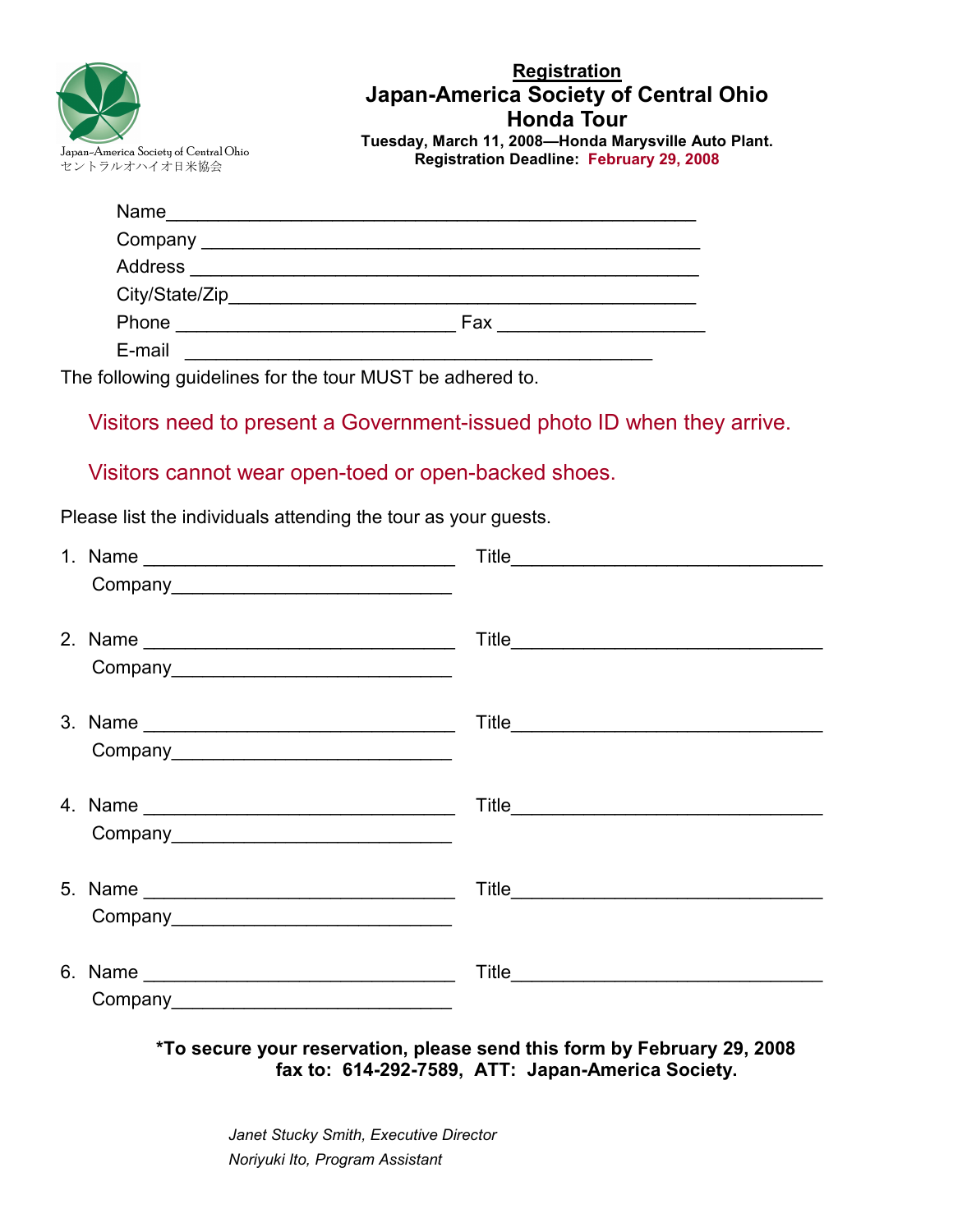Japan-America Society of Central Ohio
セントラルオハイオ日米協会

## Registration

# Japan-America Society of Central Ohio
# Honda Tour

**Tuesday, March 11, 2008—Honda Marysville Auto Plant.**
**Registration Deadline: February 29, 2008**

Name_______________________________________________

Company ____________________________________________

Address _____________________________________________

City/State/Zip_________________________________________

Phone __________________________ Fax ___________________

E-mail ___________________________________________

The following guidelines for the tour MUST be adhered to.

Visitors need to present a Government-issued photo ID when they arrive.

Visitors cannot wear open-toed or open-backed shoes.

Please list the individuals attending the tour as your guests.

1. Name _____________________________ Title_____________________________
   Company__________________________

2. Name _____________________________ Title_____________________________
   Company__________________________

3. Name _____________________________ Title_____________________________
   Company__________________________

4. Name _____________________________ Title_____________________________
   Company__________________________

5. Name _____________________________ Title_____________________________
   Company__________________________

6. Name _____________________________ Title_____________________________
   Company__________________________

**\*To secure your reservation, please send this form by February 29, 2008 fax to: 614-292-7589, ATT: Japan-America Society.**

*Janet Stucky Smith, Executive Director*
*Noriyuki Ito, Program Assistant*